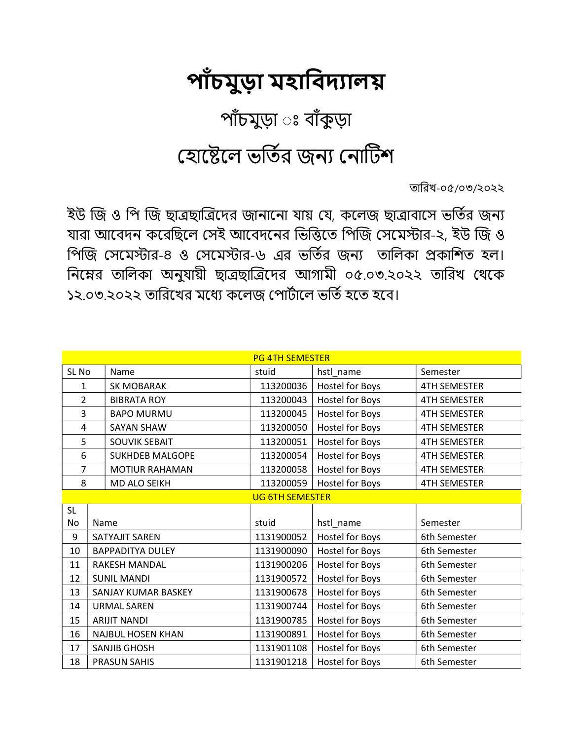# পাঁচমুড়া মহাবিদ্যালয়

## পাঁচমুড়া ঃ বাঁকুড়া

## হোষ্টেলে ভর্তির জন্য নোটিশ

তারিখ-০৫/০৩/২০২২

ইউ জি ও পি জি ছাত্রছাত্রিদের জানানো যায় যে, কলেজ ছাত্রাবাসে ভর্তির জন্য যারা আবেদন করেছিলে সেই আবেদনের ভিত্তিতে পিজি সেমেস্টার-২, ইউ জি ও পিজি সেমেস্টার-৪ ও সেমেস্টার-৬ এর ভর্তির জন্য তালিকা প্রকাশিত হল। নিম্নের তালিকা অনুযায়ী ছাত্রছাত্রিদের আগামী ০৫.০৩.২০২২ তারিখ থেকে ১২.০৩.২০২২ তারিখের মধ্যে কলেজ পোর্টালে ভর্তি হতে হবে।

| PG 4TH SEMESTER | | | | |
|---|---|---|---|---|
| SL No | Name | stuid | hstl_name | Semester |
| 1 | SK MOBARAK | 113200036 | Hostel for Boys | 4TH SEMESTER |
| 2 | BIBRATA ROY | 113200043 | Hostel for Boys | 4TH SEMESTER |
| 3 | BAPO MURMU | 113200045 | Hostel for Boys | 4TH SEMESTER |
| 4 | SAYAN SHAW | 113200050 | Hostel for Boys | 4TH SEMESTER |
| 5 | SOUVIK SEBAIT | 113200051 | Hostel for Boys | 4TH SEMESTER |
| 6 | SUKHDEB MALGOPE | 113200054 | Hostel for Boys | 4TH SEMESTER |
| 7 | MOTIUR RAHAMAN | 113200058 | Hostel for Boys | 4TH SEMESTER |
| 8 | MD ALO SEIKH | 113200059 | Hostel for Boys | 4TH SEMESTER |
| UG 6TH SEMESTER | | | | |
| SL No | Name | stuid | hstl_name | Semester |
| 9 | SATYAJIT SAREN | 1131900052 | Hostel for Boys | 6th Semester |
| 10 | BAPPADITYA DULEY | 1131900090 | Hostel for Boys | 6th Semester |
| 11 | RAKESH MANDAL | 1131900206 | Hostel for Boys | 6th Semester |
| 12 | SUNIL MANDI | 1131900572 | Hostel for Boys | 6th Semester |
| 13 | SANJAY KUMAR BASKEY | 1131900678 | Hostel for Boys | 6th Semester |
| 14 | URMAL SAREN | 1131900744 | Hostel for Boys | 6th Semester |
| 15 | ARIJIT NANDI | 1131900785 | Hostel for Boys | 6th Semester |
| 16 | NAJBUL HOSEN KHAN | 1131900891 | Hostel for Boys | 6th Semester |
| 17 | SANJIB GHOSH | 1131901108 | Hostel for Boys | 6th Semester |
| 18 | PRASUN SAHIS | 1131901218 | Hostel for Boys | 6th Semester |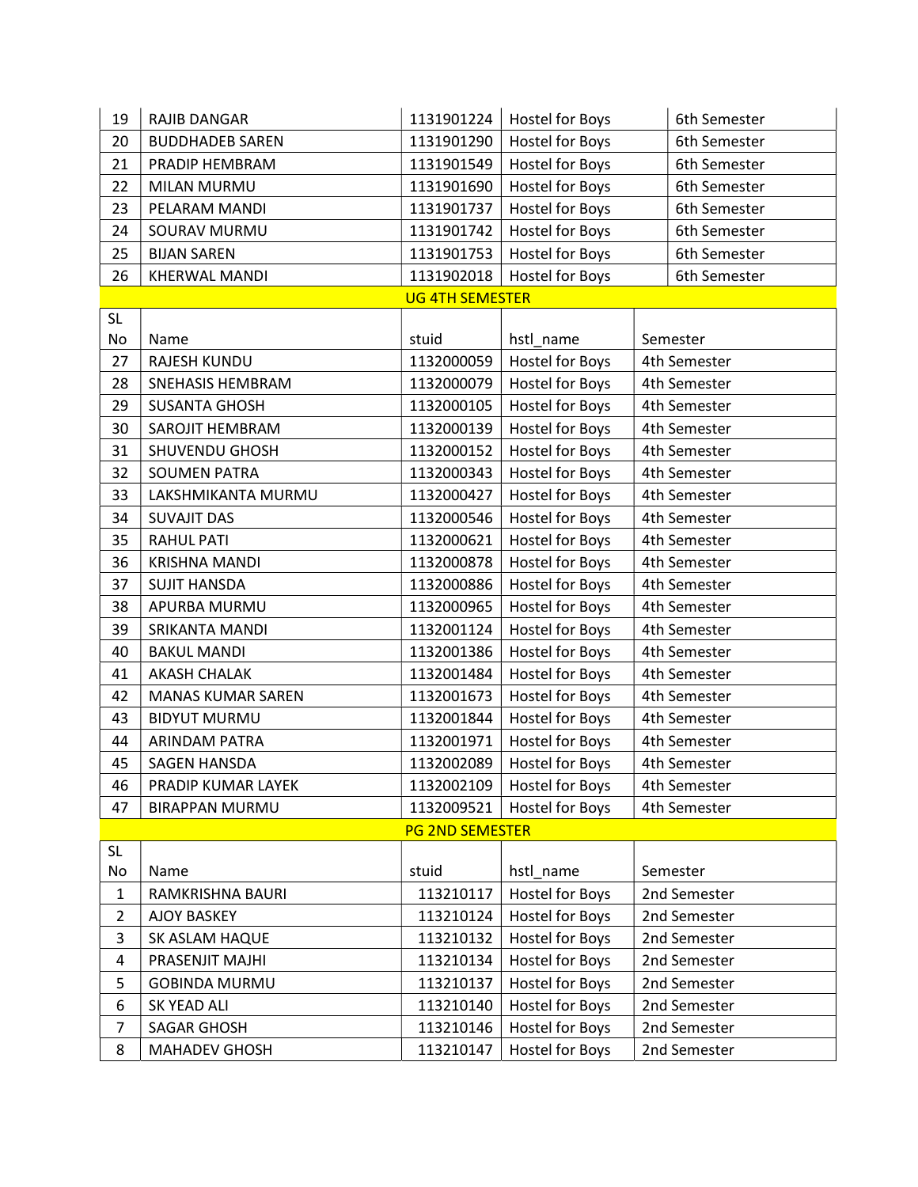| SL No | Name | stuid | hstl_name | Semester |
|---|---|---|---|---|
| 19 | RAJIB DANGAR | 1131901224 | Hostel for Boys | 6th Semester |
| 20 | BUDDHADEB SAREN | 1131901290 | Hostel for Boys | 6th Semester |
| 21 | PRADIP HEMBRAM | 1131901549 | Hostel for Boys | 6th Semester |
| 22 | MILAN MURMU | 1131901690 | Hostel for Boys | 6th Semester |
| 23 | PELARAM MANDI | 1131901737 | Hostel for Boys | 6th Semester |
| 24 | SOURAV MURMU | 1131901742 | Hostel for Boys | 6th Semester |
| 25 | BIJAN SAREN | 1131901753 | Hostel for Boys | 6th Semester |
| 26 | KHERWAL MANDI | 1131902018 | Hostel for Boys | 6th Semester |

**UG 4TH SEMESTER**

| SL No | Name | stuid | hstl_name | Semester |
|---|---|---|---|---|
| 27 | RAJESH KUNDU | 1132000059 | Hostel for Boys | 4th Semester |
| 28 | SNEHASIS HEMBRAM | 1132000079 | Hostel for Boys | 4th Semester |
| 29 | SUSANTA GHOSH | 1132000105 | Hostel for Boys | 4th Semester |
| 30 | SAROJIT HEMBRAM | 1132000139 | Hostel for Boys | 4th Semester |
| 31 | SHUVENDU GHOSH | 1132000152 | Hostel for Boys | 4th Semester |
| 32 | SOUMEN PATRA | 1132000343 | Hostel for Boys | 4th Semester |
| 33 | LAKSHMIKANTA MURMU | 1132000427 | Hostel for Boys | 4th Semester |
| 34 | SUVAJIT DAS | 1132000546 | Hostel for Boys | 4th Semester |
| 35 | RAHUL PATI | 1132000621 | Hostel for Boys | 4th Semester |
| 36 | KRISHNA MANDI | 1132000878 | Hostel for Boys | 4th Semester |
| 37 | SUJIT HANSDA | 1132000886 | Hostel for Boys | 4th Semester |
| 38 | APURBA MURMU | 1132000965 | Hostel for Boys | 4th Semester |
| 39 | SRIKANTA MANDI | 1132001124 | Hostel for Boys | 4th Semester |
| 40 | BAKUL MANDI | 1132001386 | Hostel for Boys | 4th Semester |
| 41 | AKASH CHALAK | 1132001484 | Hostel for Boys | 4th Semester |
| 42 | MANAS KUMAR SAREN | 1132001673 | Hostel for Boys | 4th Semester |
| 43 | BIDYUT MURMU | 1132001844 | Hostel for Boys | 4th Semester |
| 44 | ARINDAM PATRA | 1132001971 | Hostel for Boys | 4th Semester |
| 45 | SAGEN HANSDA | 1132002089 | Hostel for Boys | 4th Semester |
| 46 | PRADIP KUMAR LAYEK | 1132002109 | Hostel for Boys | 4th Semester |
| 47 | BIRAPPAN MURMU | 1132009521 | Hostel for Boys | 4th Semester |

**PG 2ND SEMESTER**

| SL No | Name | stuid | hstl_name | Semester |
|---|---|---|---|---|
| 1 | RAMKRISHNA BAURI | 113210117 | Hostel for Boys | 2nd Semester |
| 2 | AJOY BASKEY | 113210124 | Hostel for Boys | 2nd Semester |
| 3 | SK ASLAM HAQUE | 113210132 | Hostel for Boys | 2nd Semester |
| 4 | PRASENJIT MAJHI | 113210134 | Hostel for Boys | 2nd Semester |
| 5 | GOBINDA MURMU | 113210137 | Hostel for Boys | 2nd Semester |
| 6 | SK YEAD ALI | 113210140 | Hostel for Boys | 2nd Semester |
| 7 | SAGAR GHOSH | 113210146 | Hostel for Boys | 2nd Semester |
| 8 | MAHADEV GHOSH | 113210147 | Hostel for Boys | 2nd Semester |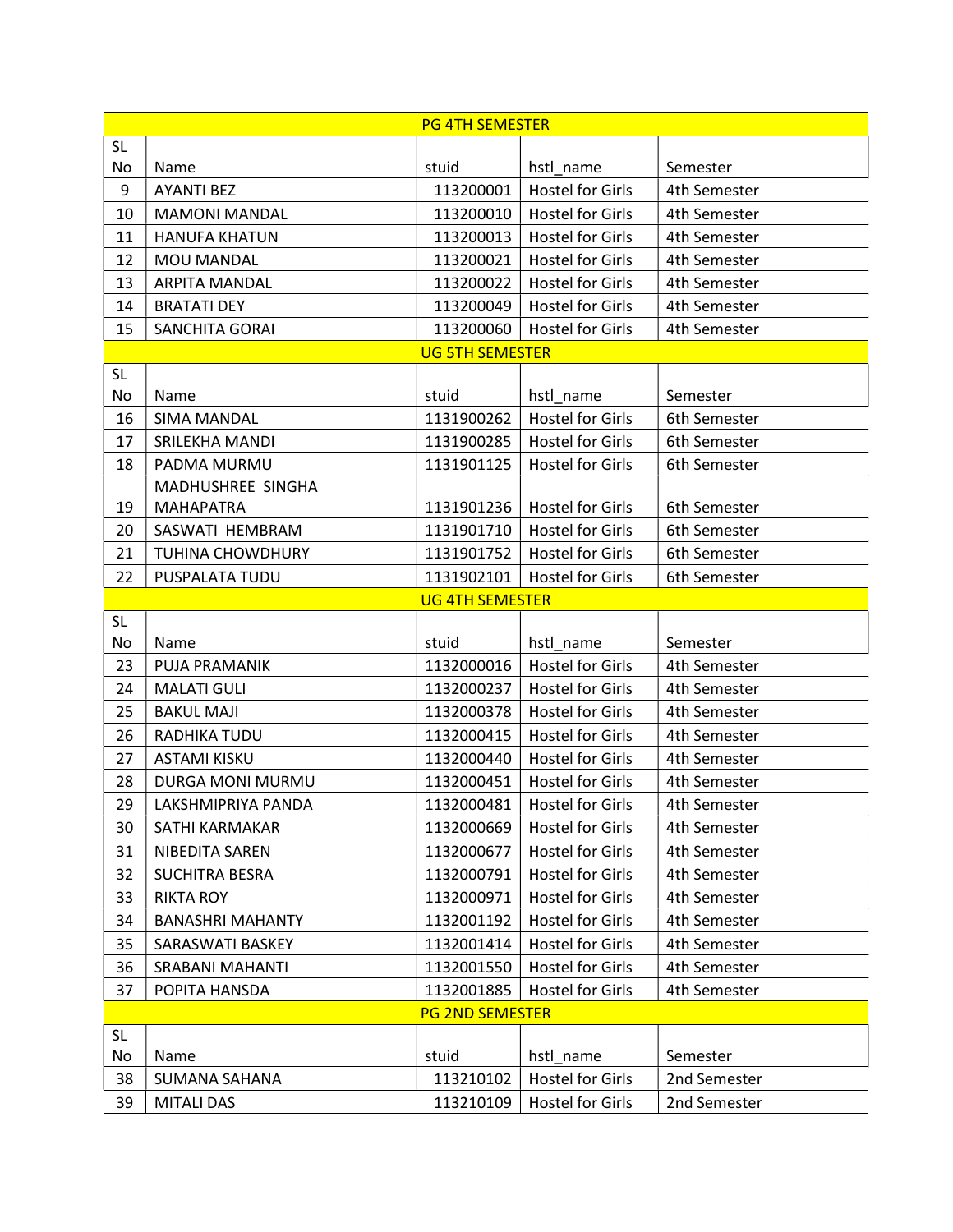| PG 4TH SEMESTER | | | | |
|---|---|---|---|---|
| SL No | Name | stuid | hstl_name | Semester |
| 9 | AYANTI BEZ | 113200001 | Hostel for Girls | 4th Semester |
| 10 | MAMONI MANDAL | 113200010 | Hostel for Girls | 4th Semester |
| 11 | HANUFA KHATUN | 113200013 | Hostel for Girls | 4th Semester |
| 12 | MOU MANDAL | 113200021 | Hostel for Girls | 4th Semester |
| 13 | ARPITA MANDAL | 113200022 | Hostel for Girls | 4th Semester |
| 14 | BRATATI DEY | 113200049 | Hostel for Girls | 4th Semester |
| 15 | SANCHITA GORAI | 113200060 | Hostel for Girls | 4th Semester |
| UG 5TH SEMESTER | | | | |
| SL No | Name | stuid | hstl_name | Semester |
| 16 | SIMA MANDAL | 1131900262 | Hostel for Girls | 6th Semester |
| 17 | SRILEKHA MANDI | 1131900285 | Hostel for Girls | 6th Semester |
| 18 | PADMA MURMU | 1131901125 | Hostel for Girls | 6th Semester |
| 19 | MADHUSHREE SINGHA MAHAPATRA | 1131901236 | Hostel for Girls | 6th Semester |
| 20 | SASWATI HEMBRAM | 1131901710 | Hostel for Girls | 6th Semester |
| 21 | TUHINA CHOWDHURY | 1131901752 | Hostel for Girls | 6th Semester |
| 22 | PUSPALATA TUDU | 1131902101 | Hostel for Girls | 6th Semester |
| UG 4TH SEMESTER | | | | |
| SL No | Name | stuid | hstl_name | Semester |
| 23 | PUJA PRAMANIK | 1132000016 | Hostel for Girls | 4th Semester |
| 24 | MALATI GULI | 1132000237 | Hostel for Girls | 4th Semester |
| 25 | BAKUL MAJI | 1132000378 | Hostel for Girls | 4th Semester |
| 26 | RADHIKA TUDU | 1132000415 | Hostel for Girls | 4th Semester |
| 27 | ASTAMI KISKU | 1132000440 | Hostel for Girls | 4th Semester |
| 28 | DURGA MONI MURMU | 1132000451 | Hostel for Girls | 4th Semester |
| 29 | LAKSHMIPRIYA PANDA | 1132000481 | Hostel for Girls | 4th Semester |
| 30 | SATHI KARMAKAR | 1132000669 | Hostel for Girls | 4th Semester |
| 31 | NIBEDITA SAREN | 1132000677 | Hostel for Girls | 4th Semester |
| 32 | SUCHITRA BESRA | 1132000791 | Hostel for Girls | 4th Semester |
| 33 | RIKTA ROY | 1132000971 | Hostel for Girls | 4th Semester |
| 34 | BANASHRI MAHANTY | 1132001192 | Hostel for Girls | 4th Semester |
| 35 | SARASWATI BASKEY | 1132001414 | Hostel for Girls | 4th Semester |
| 36 | SRABANI MAHANTI | 1132001550 | Hostel for Girls | 4th Semester |
| 37 | POPITA HANSDA | 1132001885 | Hostel for Girls | 4th Semester |
| PG 2ND SEMESTER | | | | |
| SL No | Name | stuid | hstl_name | Semester |
| 38 | SUMANA SAHANA | 113210102 | Hostel for Girls | 2nd Semester |
| 39 | MITALI DAS | 113210109 | Hostel for Girls | 2nd Semester |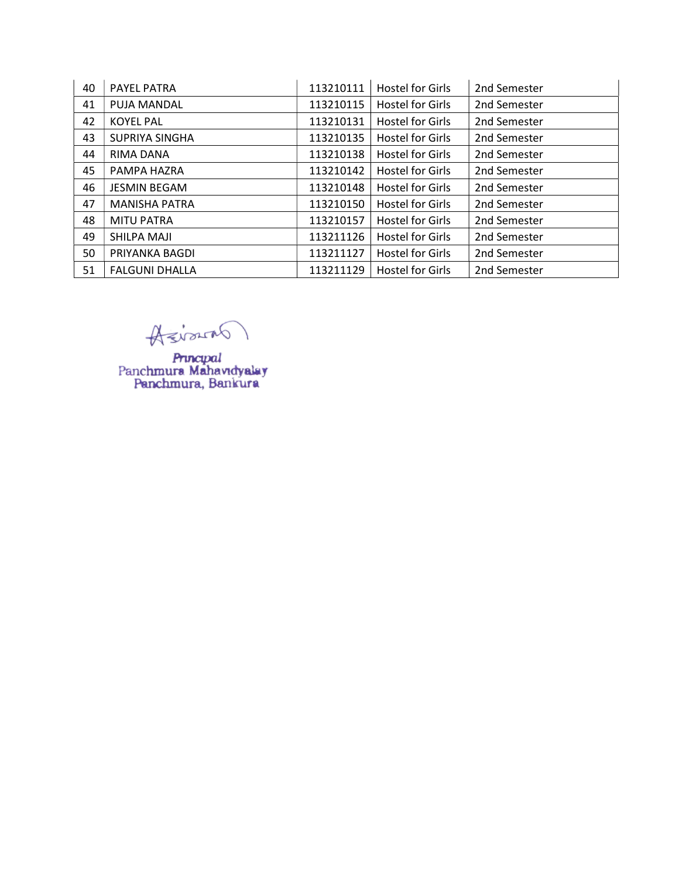| | | | | |
|---|---|---|---|---|
| 40 | PAYEL PATRA | 113210111 | Hostel for Girls | 2nd Semester |
| 41 | PUJA MANDAL | 113210115 | Hostel for Girls | 2nd Semester |
| 42 | KOYEL PAL | 113210131 | Hostel for Girls | 2nd Semester |
| 43 | SUPRIYA SINGHA | 113210135 | Hostel for Girls | 2nd Semester |
| 44 | RIMA DANA | 113210138 | Hostel for Girls | 2nd Semester |
| 45 | PAMPA HAZRA | 113210142 | Hostel for Girls | 2nd Semester |
| 46 | JESMIN BEGAM | 113210148 | Hostel for Girls | 2nd Semester |
| 47 | MANISHA PATRA | 113210150 | Hostel for Girls | 2nd Semester |
| 48 | MITU PATRA | 113210157 | Hostel for Girls | 2nd Semester |
| 49 | SHILPA MAJI | 113211126 | Hostel for Girls | 2nd Semester |
| 50 | PRIYANKA BAGDI | 113211127 | Hostel for Girls | 2nd Semester |
| 51 | FALGUNI DHALLA | 113211129 | Hostel for Girls | 2nd Semester |

Principal
Panchmura Mahavidyalay
Panchmura, Bankura